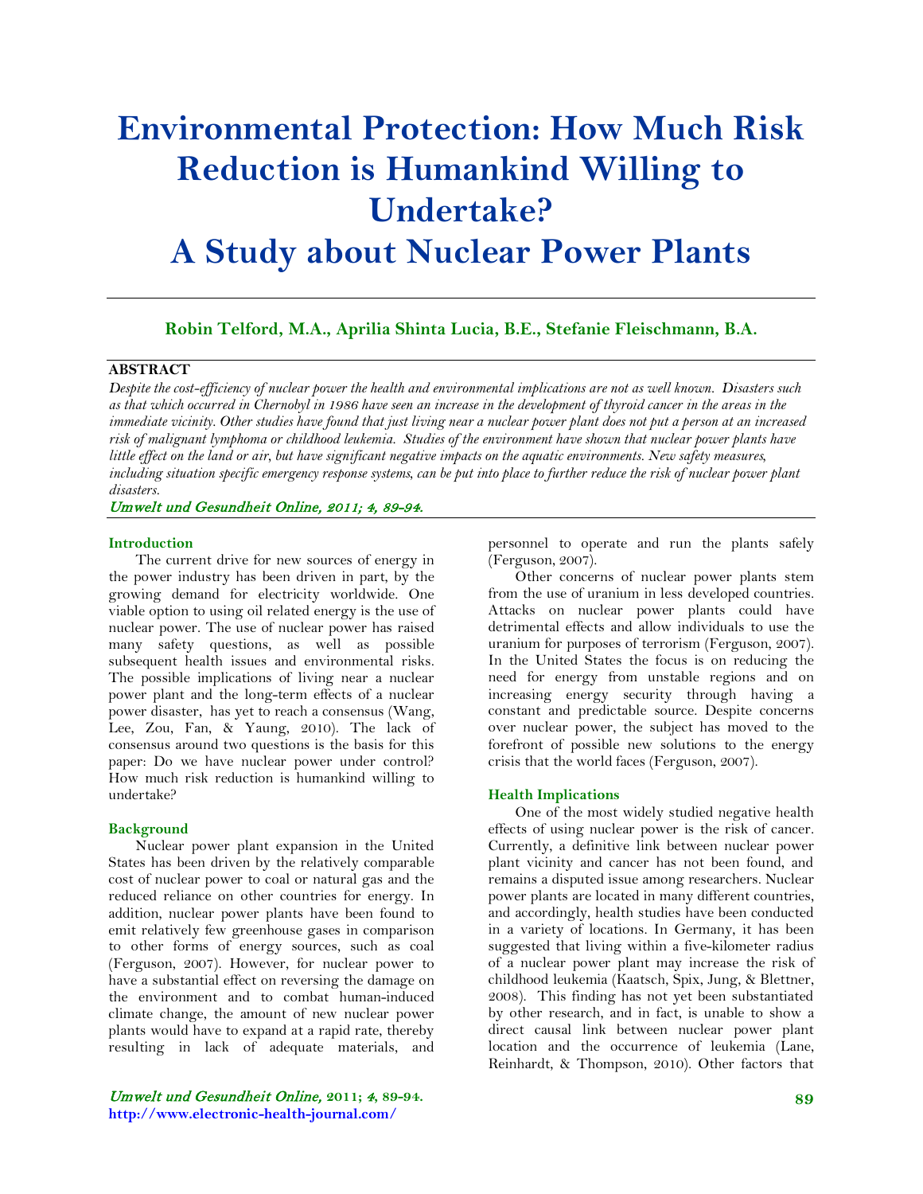# Environmental Protection: How Much Risk Reduction is Humankind Willing to Undertake?
# A Study about Nuclear Power Plants

**Robin Telford, M.A., Aprilia Shinta Lucia, B.E., Stefanie Fleischmann, B.A.**

**ABSTRACT**

*Despite the cost-efficiency of nuclear power the health and environmental implications are not as well known. Disasters such as that which occurred in Chernobyl in 1986 have seen an increase in the development of thyroid cancer in the areas in the immediate vicinity. Other studies have found that just living near a nuclear power plant does not put a person at an increased risk of malignant lymphoma or childhood leukemia. Studies of the environment have shown that nuclear power plants have little effect on the land or air, but have significant negative impacts on the aquatic environments. New safety measures, including situation specific emergency response systems, can be put into place to further reduce the risk of nuclear power plant disasters.*

*Umwelt und Gesundheit Online, 2011; 4, 89-94.*

## Introduction

The current drive for new sources of energy in the power industry has been driven in part, by the growing demand for electricity worldwide. One viable option to using oil related energy is the use of nuclear power. The use of nuclear power has raised many safety questions, as well as possible subsequent health issues and environmental risks. The possible implications of living near a nuclear power plant and the long-term effects of a nuclear power disaster, has yet to reach a consensus (Wang, Lee, Zou, Fan, & Yaung, 2010). The lack of consensus around two questions is the basis for this paper: Do we have nuclear power under control? How much risk reduction is humankind willing to undertake?

## Background

Nuclear power plant expansion in the United States has been driven by the relatively comparable cost of nuclear power to coal or natural gas and the reduced reliance on other countries for energy. In addition, nuclear power plants have been found to emit relatively few greenhouse gases in comparison to other forms of energy sources, such as coal (Ferguson, 2007). However, for nuclear power to have a substantial effect on reversing the damage on the environment and to combat human-induced climate change, the amount of new nuclear power plants would have to expand at a rapid rate, thereby resulting in lack of adequate materials, and personnel to operate and run the plants safely (Ferguson, 2007).

Other concerns of nuclear power plants stem from the use of uranium in less developed countries. Attacks on nuclear power plants could have detrimental effects and allow individuals to use the uranium for purposes of terrorism (Ferguson, 2007). In the United States the focus is on reducing the need for energy from unstable regions and on increasing energy security through having a constant and predictable source. Despite concerns over nuclear power, the subject has moved to the forefront of possible new solutions to the energy crisis that the world faces (Ferguson, 2007).

## Health Implications

One of the most widely studied negative health effects of using nuclear power is the risk of cancer. Currently, a definitive link between nuclear power plant vicinity and cancer has not been found, and remains a disputed issue among researchers. Nuclear power plants are located in many different countries, and accordingly, health studies have been conducted in a variety of locations. In Germany, it has been suggested that living within a five-kilometer radius of a nuclear power plant may increase the risk of childhood leukemia (Kaatsch, Spix, Jung, & Blettner, 2008). This finding has not yet been substantiated by other research, and in fact, is unable to show a direct causal link between nuclear power plant location and the occurrence of leukemia (Lane, Reinhardt, & Thompson, 2010). Other factors that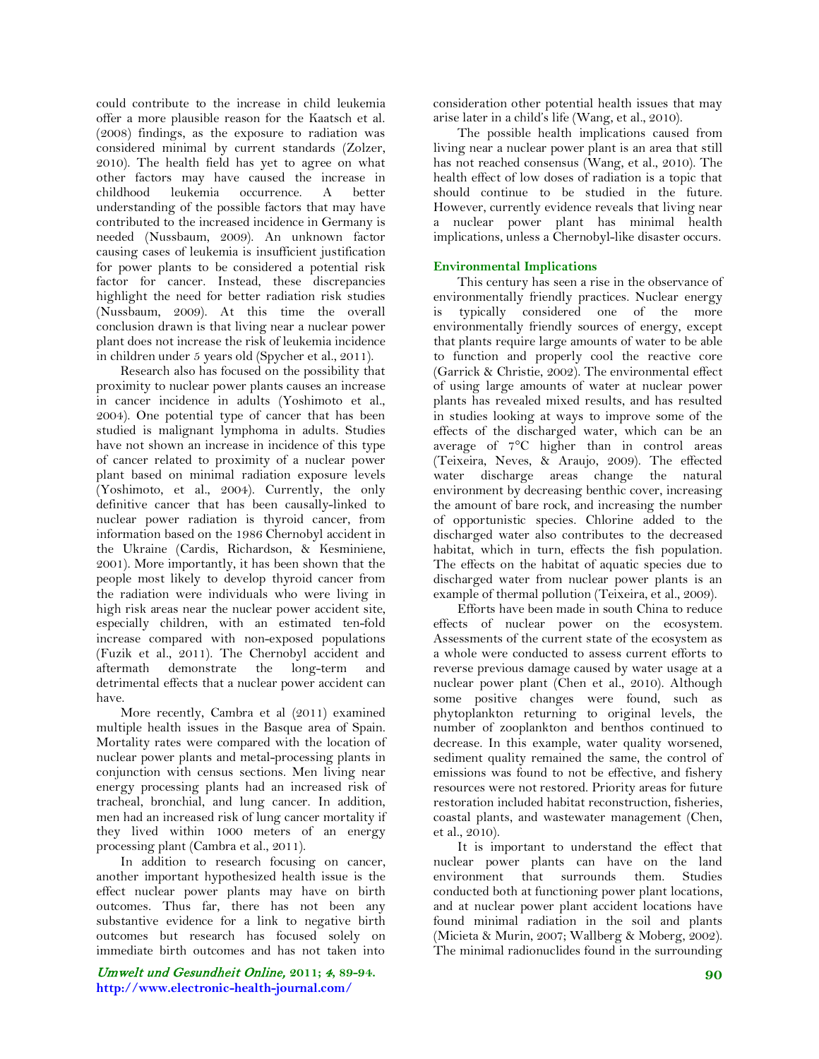could contribute to the increase in child leukemia offer a more plausible reason for the Kaatsch et al. (2008) findings, as the exposure to radiation was considered minimal by current standards (Zolzer, 2010). The health field has yet to agree on what other factors may have caused the increase in childhood leukemia occurrence. A better understanding of the possible factors that may have contributed to the increased incidence in Germany is needed (Nussbaum, 2009). An unknown factor causing cases of leukemia is insufficient justification for power plants to be considered a potential risk factor for cancer. Instead, these discrepancies highlight the need for better radiation risk studies (Nussbaum, 2009). At this time the overall conclusion drawn is that living near a nuclear power plant does not increase the risk of leukemia incidence in children under 5 years old (Spycher et al., 2011).

Research also has focused on the possibility that proximity to nuclear power plants causes an increase in cancer incidence in adults (Yoshimoto et al., 2004). One potential type of cancer that has been studied is malignant lymphoma in adults. Studies have not shown an increase in incidence of this type of cancer related to proximity of a nuclear power plant based on minimal radiation exposure levels (Yoshimoto, et al., 2004). Currently, the only definitive cancer that has been causally-linked to nuclear power radiation is thyroid cancer, from information based on the 1986 Chernobyl accident in the Ukraine (Cardis, Richardson, & Kesminiene, 2001). More importantly, it has been shown that the people most likely to develop thyroid cancer from the radiation were individuals who were living in high risk areas near the nuclear power accident site, especially children, with an estimated ten-fold increase compared with non-exposed populations (Fuzik et al., 2011). The Chernobyl accident and aftermath demonstrate the long-term and detrimental effects that a nuclear power accident can have.

More recently, Cambra et al (2011) examined multiple health issues in the Basque area of Spain. Mortality rates were compared with the location of nuclear power plants and metal-processing plants in conjunction with census sections. Men living near energy processing plants had an increased risk of tracheal, bronchial, and lung cancer. In addition, men had an increased risk of lung cancer mortality if they lived within 1000 meters of an energy processing plant (Cambra et al., 2011).

In addition to research focusing on cancer, another important hypothesized health issue is the effect nuclear power plants may have on birth outcomes. Thus far, there has not been any substantive evidence for a link to negative birth outcomes but research has focused solely on immediate birth outcomes and has not taken into consideration other potential health issues that may arise later in a child's life (Wang, et al., 2010).

The possible health implications caused from living near a nuclear power plant is an area that still has not reached consensus (Wang, et al., 2010). The health effect of low doses of radiation is a topic that should continue to be studied in the future. However, currently evidence reveals that living near a nuclear power plant has minimal health implications, unless a Chernobyl-like disaster occurs.

## Environmental Implications

This century has seen a rise in the observance of environmentally friendly practices. Nuclear energy is typically considered one of the more environmentally friendly sources of energy, except that plants require large amounts of water to be able to function and properly cool the reactive core (Garrick & Christie, 2002). The environmental effect of using large amounts of water at nuclear power plants has revealed mixed results, and has resulted in studies looking at ways to improve some of the effects of the discharged water, which can be an average of 7°C higher than in control areas (Teixeira, Neves, & Araujo, 2009). The effected water discharge areas change the natural environment by decreasing benthic cover, increasing the amount of bare rock, and increasing the number of opportunistic species. Chlorine added to the discharged water also contributes to the decreased habitat, which in turn, effects the fish population. The effects on the habitat of aquatic species due to discharged water from nuclear power plants is an example of thermal pollution (Teixeira, et al., 2009).

Efforts have been made in south China to reduce effects of nuclear power on the ecosystem. Assessments of the current state of the ecosystem as a whole were conducted to assess current efforts to reverse previous damage caused by water usage at a nuclear power plant (Chen et al., 2010). Although some positive changes were found, such as phytoplankton returning to original levels, the number of zooplankton and benthos continued to decrease. In this example, water quality worsened, sediment quality remained the same, the control of emissions was found to not be effective, and fishery resources were not restored. Priority areas for future restoration included habitat reconstruction, fisheries, coastal plants, and wastewater management (Chen, et al., 2010).

It is important to understand the effect that nuclear power plants can have on the land environment that surrounds them. Studies conducted both at functioning power plant locations, and at nuclear power plant accident locations have found minimal radiation in the soil and plants (Micieta & Murin, 2007; Wallberg & Moberg, 2002). The minimal radionuclides found in the surrounding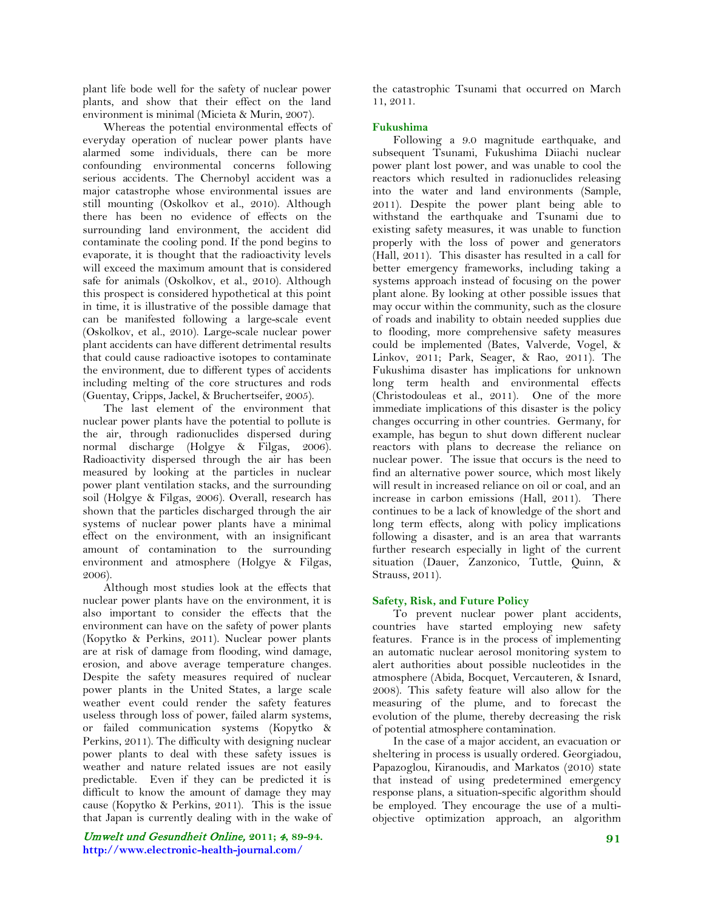plant life bode well for the safety of nuclear power plants, and show that their effect on the land environment is minimal (Micieta & Murin, 2007).

Whereas the potential environmental effects of everyday operation of nuclear power plants have alarmed some individuals, there can be more confounding environmental concerns following serious accidents. The Chernobyl accident was a major catastrophe whose environmental issues are still mounting (Oskolkov et al., 2010). Although there has been no evidence of effects on the surrounding land environment, the accident did contaminate the cooling pond. If the pond begins to evaporate, it is thought that the radioactivity levels will exceed the maximum amount that is considered safe for animals (Oskolkov, et al., 2010). Although this prospect is considered hypothetical at this point in time, it is illustrative of the possible damage that can be manifested following a large-scale event (Oskolkov, et al., 2010). Large-scale nuclear power plant accidents can have different detrimental results that could cause radioactive isotopes to contaminate the environment, due to different types of accidents including melting of the core structures and rods (Guentay, Cripps, Jackel, & Bruchertseifer, 2005).

The last element of the environment that nuclear power plants have the potential to pollute is the air, through radionuclides dispersed during normal discharge (Holgye & Filgas, 2006). Radioactivity dispersed through the air has been measured by looking at the particles in nuclear power plant ventilation stacks, and the surrounding soil (Holgye & Filgas, 2006). Overall, research has shown that the particles discharged through the air systems of nuclear power plants have a minimal effect on the environment, with an insignificant amount of contamination to the surrounding environment and atmosphere (Holgye & Filgas, 2006).

Although most studies look at the effects that nuclear power plants have on the environment, it is also important to consider the effects that the environment can have on the safety of power plants (Kopytko & Perkins, 2011). Nuclear power plants are at risk of damage from flooding, wind damage, erosion, and above average temperature changes. Despite the safety measures required of nuclear power plants in the United States, a large scale weather event could render the safety features useless through loss of power, failed alarm systems, or failed communication systems (Kopytko & Perkins, 2011). The difficulty with designing nuclear power plants to deal with these safety issues is weather and nature related issues are not easily predictable. Even if they can be predicted it is difficult to know the amount of damage they may cause (Kopytko & Perkins, 2011). This is the issue that Japan is currently dealing with in the wake of the catastrophic Tsunami that occurred on March 11, 2011.

## Fukushima

Following a 9.0 magnitude earthquake, and subsequent Tsunami, Fukushima Diiachi nuclear power plant lost power, and was unable to cool the reactors which resulted in radionuclides releasing into the water and land environments (Sample, 2011). Despite the power plant being able to withstand the earthquake and Tsunami due to existing safety measures, it was unable to function properly with the loss of power and generators (Hall, 2011). This disaster has resulted in a call for better emergency frameworks, including taking a systems approach instead of focusing on the power plant alone. By looking at other possible issues that may occur within the community, such as the closure of roads and inability to obtain needed supplies due to flooding, more comprehensive safety measures could be implemented (Bates, Valverde, Vogel, & Linkov, 2011; Park, Seager, & Rao, 2011). The Fukushima disaster has implications for unknown long term health and environmental effects (Christodouleas et al., 2011). One of the more immediate implications of this disaster is the policy changes occurring in other countries. Germany, for example, has begun to shut down different nuclear reactors with plans to decrease the reliance on nuclear power. The issue that occurs is the need to find an alternative power source, which most likely will result in increased reliance on oil or coal, and an increase in carbon emissions (Hall, 2011). There continues to be a lack of knowledge of the short and long term effects, along with policy implications following a disaster, and is an area that warrants further research especially in light of the current situation (Dauer, Zanzonico, Tuttle, Quinn, & Strauss, 2011).

## Safety, Risk, and Future Policy

To prevent nuclear power plant accidents, countries have started employing new safety features. France is in the process of implementing an automatic nuclear aerosol monitoring system to alert authorities about possible nucleotides in the atmosphere (Abida, Bocquet, Vercauteren, & Isnard, 2008). This safety feature will also allow for the measuring of the plume, and to forecast the evolution of the plume, thereby decreasing the risk of potential atmosphere contamination.

In the case of a major accident, an evacuation or sheltering in process is usually ordered. Georgiadou, Papazoglou, Kiranoudis, and Markatos (2010) state that instead of using predetermined emergency response plans, a situation-specific algorithm should be employed. They encourage the use of a multi-objective optimization approach, an algorithm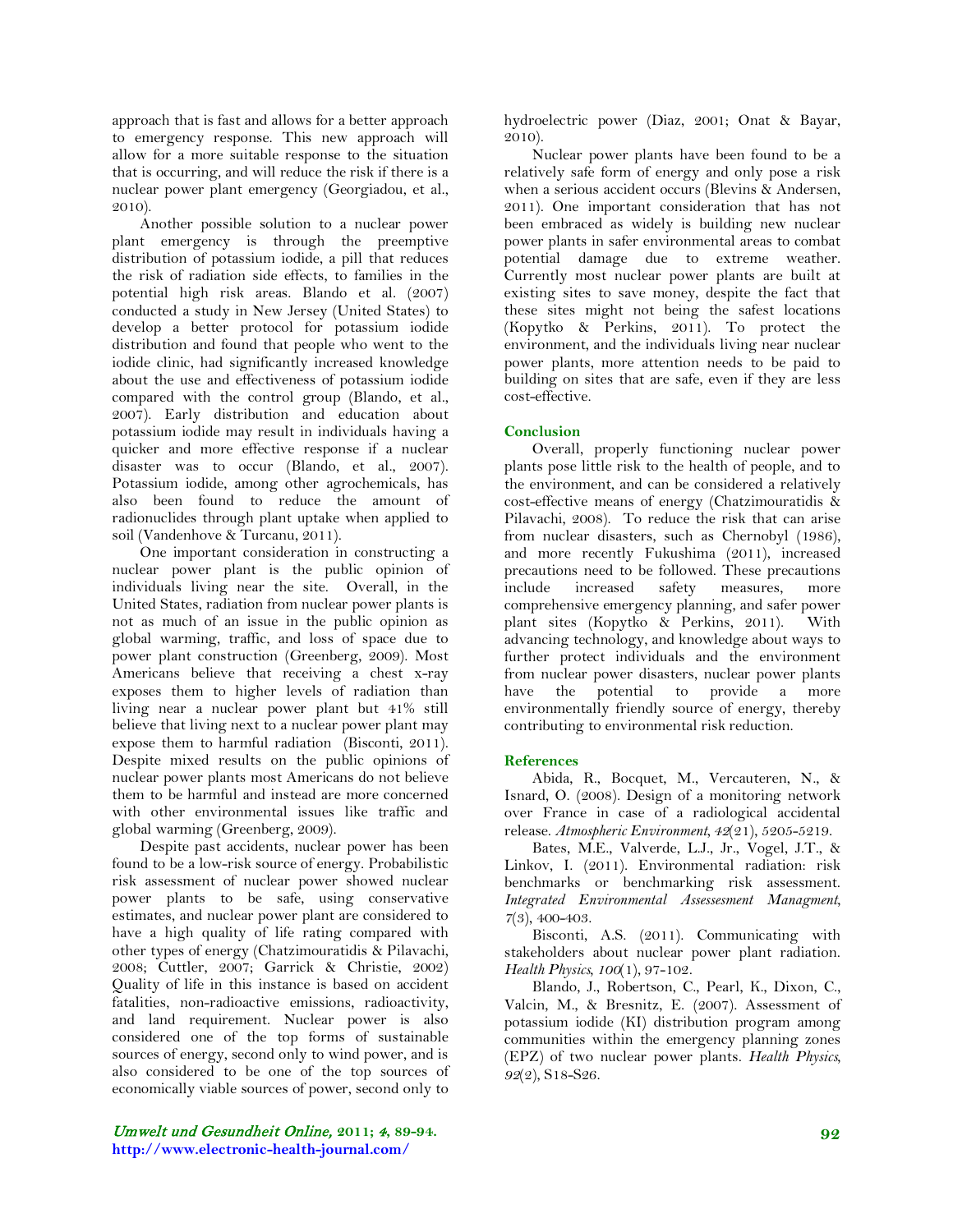approach that is fast and allows for a better approach to emergency response. This new approach will allow for a more suitable response to the situation that is occurring, and will reduce the risk if there is a nuclear power plant emergency (Georgiadou, et al., 2010).

Another possible solution to a nuclear power plant emergency is through the preemptive distribution of potassium iodide, a pill that reduces the risk of radiation side effects, to families in the potential high risk areas. Blando et al. (2007) conducted a study in New Jersey (United States) to develop a better protocol for potassium iodide distribution and found that people who went to the iodide clinic, had significantly increased knowledge about the use and effectiveness of potassium iodide compared with the control group (Blando, et al., 2007). Early distribution and education about potassium iodide may result in individuals having a quicker and more effective response if a nuclear disaster was to occur (Blando, et al., 2007). Potassium iodide, among other agrochemicals, has also been found to reduce the amount of radionuclides through plant uptake when applied to soil (Vandenhove & Turcanu, 2011).

One important consideration in constructing a nuclear power plant is the public opinion of individuals living near the site. Overall, in the United States, radiation from nuclear power plants is not as much of an issue in the public opinion as global warming, traffic, and loss of space due to power plant construction (Greenberg, 2009). Most Americans believe that receiving a chest x-ray exposes them to higher levels of radiation than living near a nuclear power plant but 41% still believe that living next to a nuclear power plant may expose them to harmful radiation (Bisconti, 2011). Despite mixed results on the public opinions of nuclear power plants most Americans do not believe them to be harmful and instead are more concerned with other environmental issues like traffic and global warming (Greenberg, 2009).

Despite past accidents, nuclear power has been found to be a low-risk source of energy. Probabilistic risk assessment of nuclear power showed nuclear power plants to be safe, using conservative estimates, and nuclear power plant are considered to have a high quality of life rating compared with other types of energy (Chatzimouratidis & Pilavachi, 2008; Cuttler, 2007; Garrick & Christie, 2002) Quality of life in this instance is based on accident fatalities, non-radioactive emissions, radioactivity, and land requirement. Nuclear power is also considered one of the top forms of sustainable sources of energy, second only to wind power, and is also considered to be one of the top sources of economically viable sources of power, second only to hydroelectric power (Diaz, 2001; Onat & Bayar, 2010).

Nuclear power plants have been found to be a relatively safe form of energy and only pose a risk when a serious accident occurs (Blevins & Andersen, 2011). One important consideration that has not been embraced as widely is building new nuclear power plants in safer environmental areas to combat potential damage due to extreme weather. Currently most nuclear power plants are built at existing sites to save money, despite the fact that these sites might not being the safest locations (Kopytko & Perkins, 2011). To protect the environment, and the individuals living near nuclear power plants, more attention needs to be paid to building on sites that are safe, even if they are less cost-effective.

## Conclusion

Overall, properly functioning nuclear power plants pose little risk to the health of people, and to the environment, and can be considered a relatively cost-effective means of energy (Chatzimouratidis & Pilavachi, 2008). To reduce the risk that can arise from nuclear disasters, such as Chernobyl (1986), and more recently Fukushima (2011), increased precautions need to be followed. These precautions include increased safety measures, more comprehensive emergency planning, and safer power plant sites (Kopytko & Perkins, 2011). With advancing technology, and knowledge about ways to further protect individuals and the environment from nuclear power disasters, nuclear power plants have the potential to provide a more environmentally friendly source of energy, thereby contributing to environmental risk reduction.

## References

Abida, R., Bocquet, M., Vercauteren, N., & Isnard, O. (2008). Design of a monitoring network over France in case of a radiological accidental release. *Atmospheric Environment*, *42*(21), 5205-5219.

Bates, M.E., Valverde, L.J., Jr., Vogel, J.T., & Linkov, I. (2011). Environmental radiation: risk benchmarks or benchmarking risk assessment. *Integrated Environmental Assessesment Managment*, *7*(3), 400-403.

Bisconti, A.S. (2011). Communicating with stakeholders about nuclear power plant radiation. *Health Physics*, *100*(1), 97-102.

Blando, J., Robertson, C., Pearl, K., Dixon, C., Valcin, M., & Bresnitz, E. (2007). Assessment of potassium iodide (KI) distribution program among communities within the emergency planning zones (EPZ) of two nuclear power plants. *Health Physics*, *92*(2), S18-S26.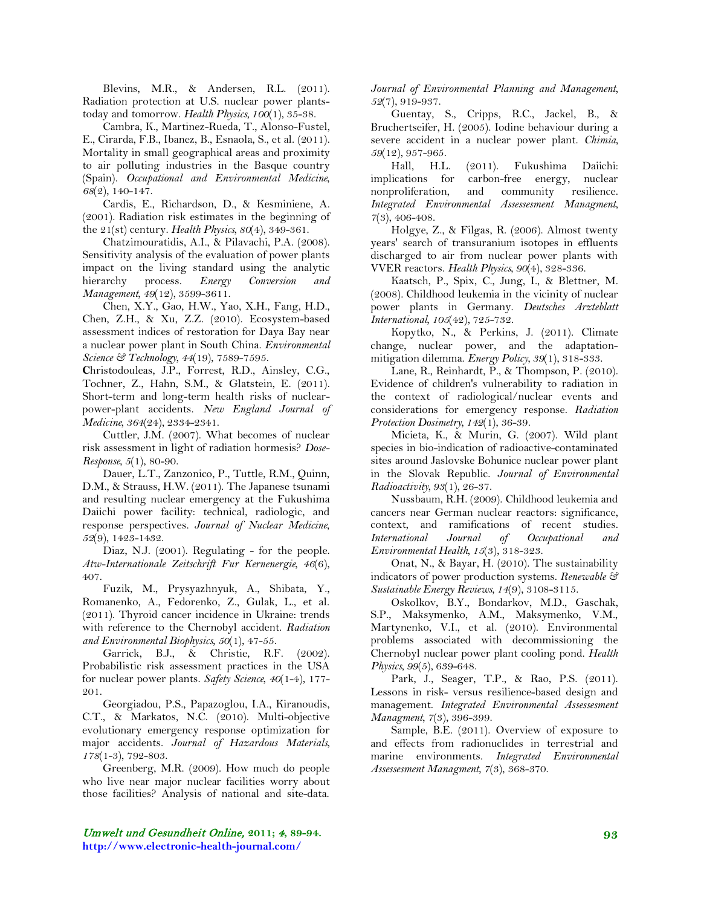Blevins, M.R., & Andersen, R.L. (2011). Radiation protection at U.S. nuclear power plants-today and tomorrow. *Health Physics*, *100*(1), 35-38.

Cambra, K., Martinez-Rueda, T., Alonso-Fustel, E., Cirarda, F.B., Ibanez, B., Esnaola, S., et al. (2011). Mortality in small geographical areas and proximity to air polluting industries in the Basque country (Spain). *Occupational and Environmental Medicine*, *68*(2), 140-147.

Cardis, E., Richardson, D., & Kesminiene, A. (2001). Radiation risk estimates in the beginning of the 21(st) century. *Health Physics*, *80*(4), 349-361.

Chatzimouratidis, A.I., & Pilavachi, P.A. (2008). Sensitivity analysis of the evaluation of power plants impact on the living standard using the analytic hierarchy process. *Energy Conversion and Management*, *49*(12), 3599-3611.

Chen, X.Y., Gao, H.W., Yao, X.H., Fang, H.D., Chen, Z.H., & Xu, Z.Z. (2010). Ecosystem-based assessment indices of restoration for Daya Bay near a nuclear power plant in South China. *Environmental Science & Technology*, *44*(19), 7589-7595.

Christodouleas, J.P., Forrest, R.D., Ainsley, C.G., Tochner, Z., Hahn, S.M., & Glatstein, E. (2011). Short-term and long-term health risks of nuclear-power-plant accidents. *New England Journal of Medicine*, *364*(24), 2334-2341.

Cuttler, J.M. (2007). What becomes of nuclear risk assessment in light of radiation hormesis? *Dose-Response*, *5*(1), 80-90.

Dauer, L.T., Zanzonico, P., Tuttle, R.M., Quinn, D.M., & Strauss, H.W. (2011). The Japanese tsunami and resulting nuclear emergency at the Fukushima Daiichi power facility: technical, radiologic, and response perspectives. *Journal of Nuclear Medicine*, *52*(9), 1423-1432.

Diaz, N.J. (2001). Regulating - for the people. *Atw-Internationale Zeitschrift Fur Kernenergie*, *46*(6), 407.

Fuzik, M., Prysyazhnyuk, A., Shibata, Y., Romanenko, A., Fedorenko, Z., Gulak, L., et al. (2011). Thyroid cancer incidence in Ukraine: trends with reference to the Chernobyl accident. *Radiation and Environmental Biophysics*, *50*(1), 47-55.

Garrick, B.J., & Christie, R.F. (2002). Probabilistic risk assessment practices in the USA for nuclear power plants. *Safety Science*, *40*(1-4), 177-201.

Georgiadou, P.S., Papazoglou, I.A., Kiranoudis, C.T., & Markatos, N.C. (2010). Multi-objective evolutionary emergency response optimization for major accidents. *Journal of Hazardous Materials*, *178*(1-3), 792-803.

Greenberg, M.R. (2009). How much do people who live near major nuclear facilities worry about those facilities? Analysis of national and site-data. *Journal of Environmental Planning and Management*, *52*(7), 919-937.

Guentay, S., Cripps, R.C., Jackel, B., & Bruchertseifer, H. (2005). Iodine behaviour during a severe accident in a nuclear power plant. *Chimia*, *59*(12), 957-965.

Hall, H.L. (2011). Fukushima Daiichi: implications for carbon-free energy, nuclear nonproliferation, and community resilience. *Integrated Environmental Assessesment Managment*, *7*(3), 406-408.

Holgye, Z., & Filgas, R. (2006). Almost twenty years' search of transuranium isotopes in effluents discharged to air from nuclear power plants with VVER reactors. *Health Physics*, *90*(4), 328-336.

Kaatsch, P., Spix, C., Jung, I., & Blettner, M. (2008). Childhood leukemia in the vicinity of nuclear power plants in Germany. *Deutsches Arzteblatt International*, *105*(42), 725-732.

Kopytko, N., & Perkins, J. (2011). Climate change, nuclear power, and the adaptation-mitigation dilemma. *Energy Policy*, *39*(1), 318-333.

Lane, R., Reinhardt, P., & Thompson, P. (2010). Evidence of children's vulnerability to radiation in the context of radiological/nuclear events and considerations for emergency response. *Radiation Protection Dosimetry*, *142*(1), 36-39.

Micieta, K., & Murin, G. (2007). Wild plant species in bio-indication of radioactive-contaminated sites around Jaslovske Bohunice nuclear power plant in the Slovak Republic. *Journal of Environmental Radioactivity*, *93*(1), 26-37.

Nussbaum, R.H. (2009). Childhood leukemia and cancers near German nuclear reactors: significance, context, and ramifications of recent studies. *International Journal of Occupational and Environmental Health*, *15*(3), 318-323.

Onat, N., & Bayar, H. (2010). The sustainability indicators of power production systems. *Renewable & Sustainable Energy Reviews*, *14*(9), 3108-3115.

Oskolkov, B.Y., Bondarkov, M.D., Gaschak, S.P., Maksymenko, A.M., Maksymenko, V.M., Martynenko, V.I., et al. (2010). Environmental problems associated with decommissioning the Chernobyl nuclear power plant cooling pond. *Health Physics*, *99*(5), 639-648.

Park, J., Seager, T.P., & Rao, P.S. (2011). Lessons in risk- versus resilience-based design and management. *Integrated Environmental Assessesment Managment*, *7*(3), 396-399.

Sample, B.E. (2011). Overview of exposure to and effects from radionuclides in terrestrial and marine environments. *Integrated Environmental Assessesment Managment*, *7*(3), 368-370.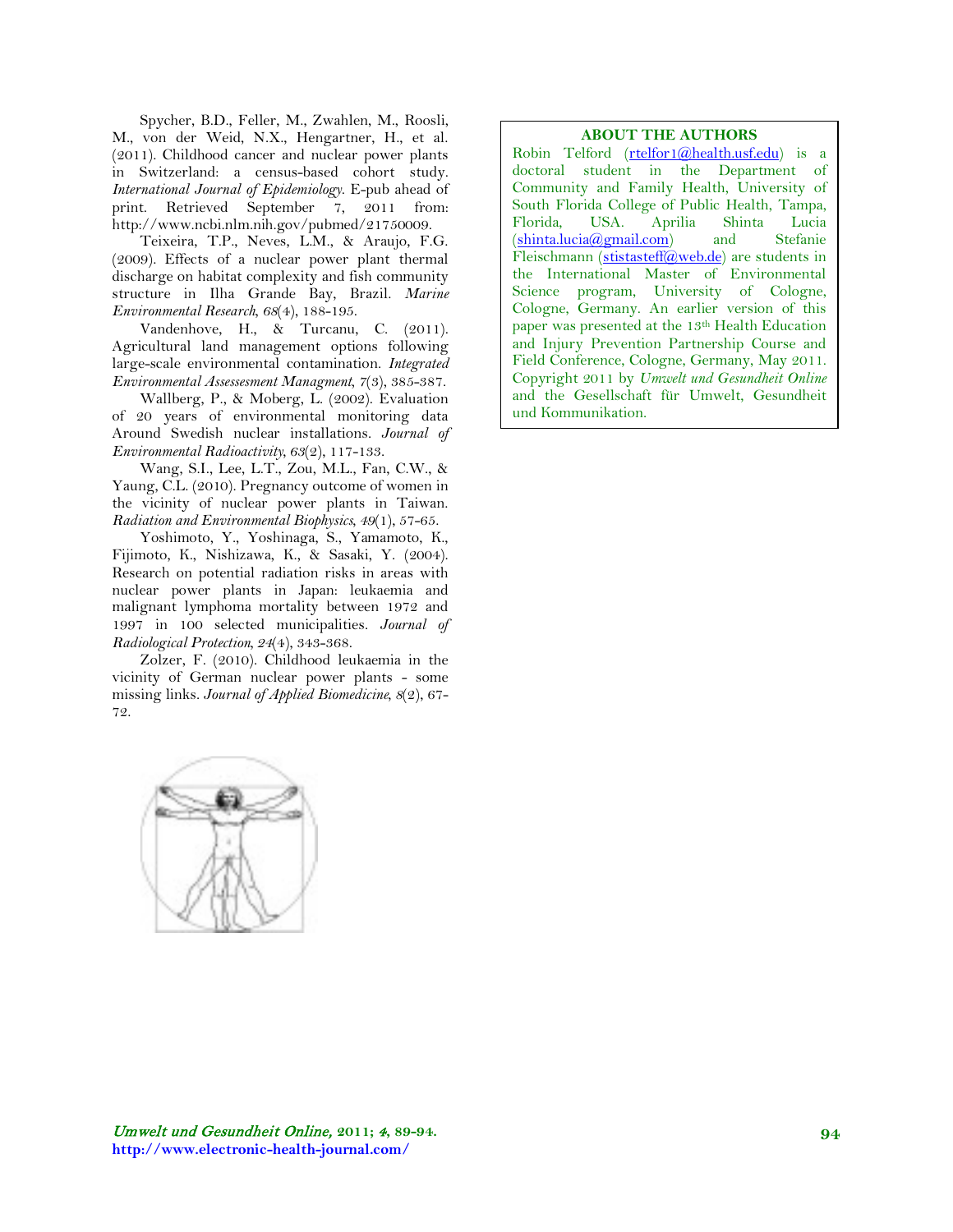Spycher, B.D., Feller, M., Zwahlen, M., Roosli, M., von der Weid, N.X., Hengartner, H., et al. (2011). Childhood cancer and nuclear power plants in Switzerland: a census-based cohort study. *International Journal of Epidemiology.* E-pub ahead of print. Retrieved September 7, 2011 from: http://www.ncbi.nlm.nih.gov/pubmed/21750009.

Teixeira, T.P., Neves, L.M., & Araujo, F.G. (2009). Effects of a nuclear power plant thermal discharge on habitat complexity and fish community structure in Ilha Grande Bay, Brazil. *Marine Environmental Research, 68*(4), 188-195.

Vandenhove, H., & Turcanu, C. (2011). Agricultural land management options following large-scale environmental contamination. *Integrated Environmental Assessesment Managment, 7*(3), 385-387.

Wallberg, P., & Moberg, L. (2002). Evaluation of 20 years of environmental monitoring data Around Swedish nuclear installations. *Journal of Environmental Radioactivity, 63*(2), 117-133.

Wang, S.I., Lee, L.T., Zou, M.L., Fan, C.W., & Yaung, C.L. (2010). Pregnancy outcome of women in the vicinity of nuclear power plants in Taiwan. *Radiation and Environmental Biophysics, 49*(1), 57-65.

Yoshimoto, Y., Yoshinaga, S., Yamamoto, K., Fijimoto, K., Nishizawa, K., & Sasaki, Y. (2004). Research on potential radiation risks in areas with nuclear power plants in Japan: leukaemia and malignant lymphoma mortality between 1972 and 1997 in 100 selected municipalities. *Journal of Radiological Protection, 24*(4), 343-368.

Zolzer, F. (2010). Childhood leukaemia in the vicinity of German nuclear power plants - some missing links. *Journal of Applied Biomedicine, 8*(2), 67-72.

**ABOUT THE AUTHORS**

Robin Telford (rtelfor1@health.usf.edu) is a doctoral student in the Department of Community and Family Health, University of South Florida College of Public Health, Tampa, Florida, USA. Aprilia Shinta Lucia (shinta.lucia@gmail.com) and Stefanie Fleischmann (stistasteff@web.de) are students in the International Master of Environmental Science program, University of Cologne, Cologne, Germany. An earlier version of this paper was presented at the 13th Health Education and Injury Prevention Partnership Course and Field Conference, Cologne, Germany, May 2011. Copyright 2011 by *Umwelt und Gesundheit Online* and the Gesellschaft für Umwelt, Gesundheit und Kommunikation.